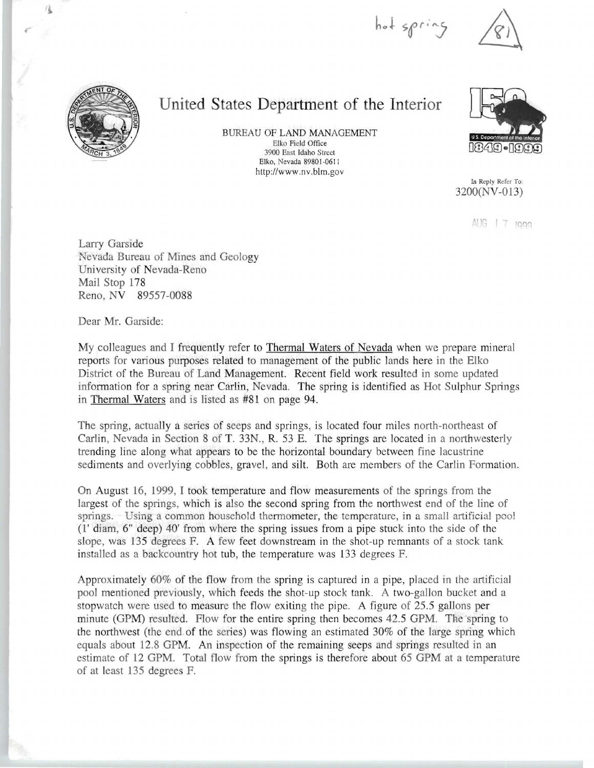hot spring

81

# United States Department of the Interior

BUREAU OF LAND MANAGEMENT
Elko Field Office
3900 East Idaho Street
Elko, Nevada 89801-0611
http://www.nv.blm.gov

U.S. Department of the Interior
1849 • 1999

In Reply Refer To:
3200(NV-013)

AUG 17 1999

Larry Garside
Nevada Bureau of Mines and Geology
University of Nevada-Reno
Mail Stop 178
Reno, NV 89557-0088

Dear Mr. Garside:

My colleagues and I frequently refer to Thermal Waters of Nevada when we prepare mineral reports for various purposes related to management of the public lands here in the Elko District of the Bureau of Land Management. Recent field work resulted in some updated information for a spring near Carlin, Nevada. The spring is identified as Hot Sulphur Springs in Thermal Waters and is listed as #81 on page 94.

The spring, actually a series of seeps and springs, is located four miles north-northeast of Carlin, Nevada in Section 8 of T. 33N., R. 53 E. The springs are located in a northwesterly trending line along what appears to be the horizontal boundary between fine lacustrine sediments and overlying cobbles, gravel, and silt. Both are members of the Carlin Formation.

On August 16, 1999, I took temperature and flow measurements of the springs from the largest of the springs, which is also the second spring from the northwest end of the line of springs. Using a common household thermometer, the temperature, in a small artificial pool (1' diam, 6" deep) 40' from where the spring issues from a pipe stuck into the side of the slope, was 135 degrees F. A few feet downstream in the shot-up remnants of a stock tank installed as a backcountry hot tub, the temperature was 133 degrees F.

Approximately 60% of the flow from the spring is captured in a pipe, placed in the artificial pool mentioned previously, which feeds the shot-up stock tank. A two-gallon bucket and a stopwatch were used to measure the flow exiting the pipe. A figure of 25.5 gallons per minute (GPM) resulted. Flow for the entire spring then becomes 42.5 GPM. The spring to the northwest (the end of the series) was flowing an estimated 30% of the large spring which equals about 12.8 GPM. An inspection of the remaining seeps and springs resulted in an estimate of 12 GPM. Total flow from the springs is therefore about 65 GPM at a temperature of at least 135 degrees F.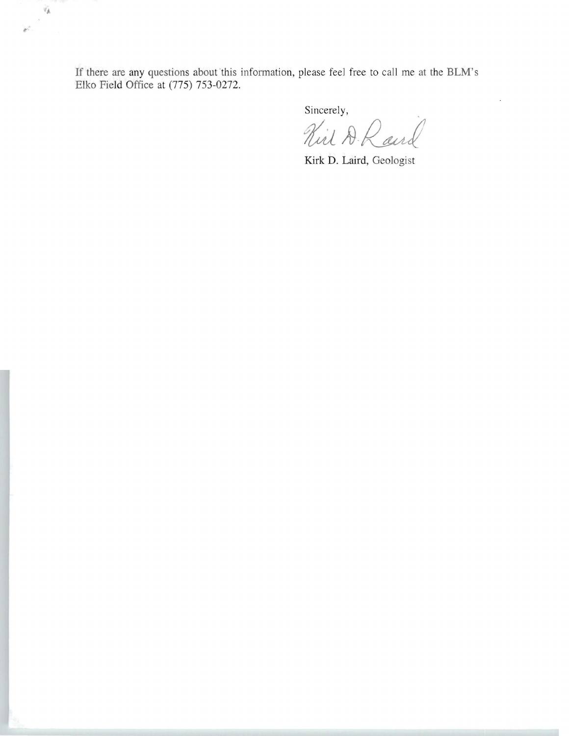If there are any questions about this information, please feel free to call me at the BLM's Elko Field Office at (775) 753-0272.

Sincerely,

Kirk D. Laird

Kirk D. Laird, Geologist